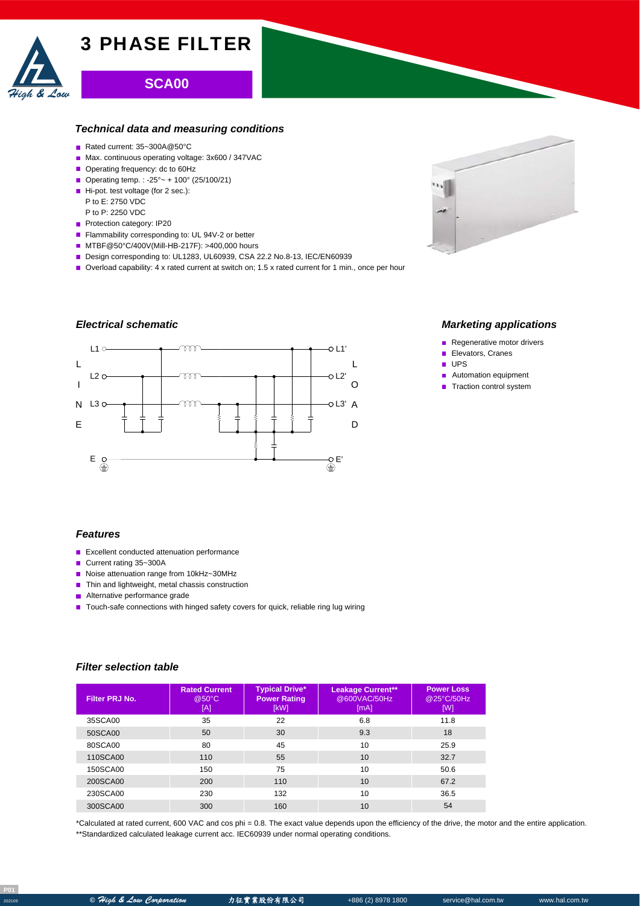# 3 PHASE FILTER

## SCA00

### Technical data and measuring conditions

- Rated current: 35~300A@50°C
- Max. continuous operating voltage: 3x600 / 347VAC
- Operating frequency: dc to 60Hz
- Operating temp. : -25°~ + 100° (25/100/21)
- Hi-pot. test voltage (for 2 sec.):
  P to E: 2750 VDC
  P to P: 2250 VDC
- Protection category: IP20
- Flammability corresponding to: UL 94V-2 or better
- MTBF@50°C/400V(Mill-HB-217F): >400,000 hours
- Design corresponding to: UL1283, UL60939, CSA 22.2 No.8-13, IEC/EN60939
- Overload capability: 4 x rated current at switch on; 1.5 x rated current for 1 min., once per hour

### Electrical schematic

LINE: L1, L2, L3, E — LOAD: L1', L2', L3', E'

### Marketing applications

- Regenerative motor drivers
- Elevators, Cranes
- UPS
- Automation equipment
- Traction control system

### Features

- Excellent conducted attenuation performance
- Current rating 35~300A
- Noise attenuation range from 10kHz~30MHz
- Thin and lightweight, metal chassis construction
- Alternative performance grade
- Touch-safe connections with hinged safety covers for quick, reliable ring lug wiring

### Filter selection table

| Filter PRJ No. | Rated Current @50°C [A] | Typical Drive* Power Rating [kW] | Leakage Current** @600VAC/50Hz [mA] | Power Loss @25°C/50Hz [W] |
|---|---|---|---|---|
| 35SCA00 | 35 | 22 | 6.8 | 11.8 |
| 50SCA00 | 50 | 30 | 9.3 | 18 |
| 80SCA00 | 80 | 45 | 10 | 25.9 |
| 110SCA00 | 110 | 55 | 10 | 32.7 |
| 150SCA00 | 150 | 75 | 10 | 50.6 |
| 200SCA00 | 200 | 110 | 10 | 67.2 |
| 230SCA00 | 230 | 132 | 10 | 36.5 |
| 300SCA00 | 300 | 160 | 10 | 54 |

*Calculated at rated current, 600 VAC and cos phi = 0.8. The exact value depends upon the efficiency of the drive, the motor and the entire application.
**Standardized calculated leakage current acc. IEC60939 under normal operating conditions.

© High & Low Corporation 力征實業股份有限公司 +886 (2) 8978 1800 service@hal.com.tw www.hal.com.tw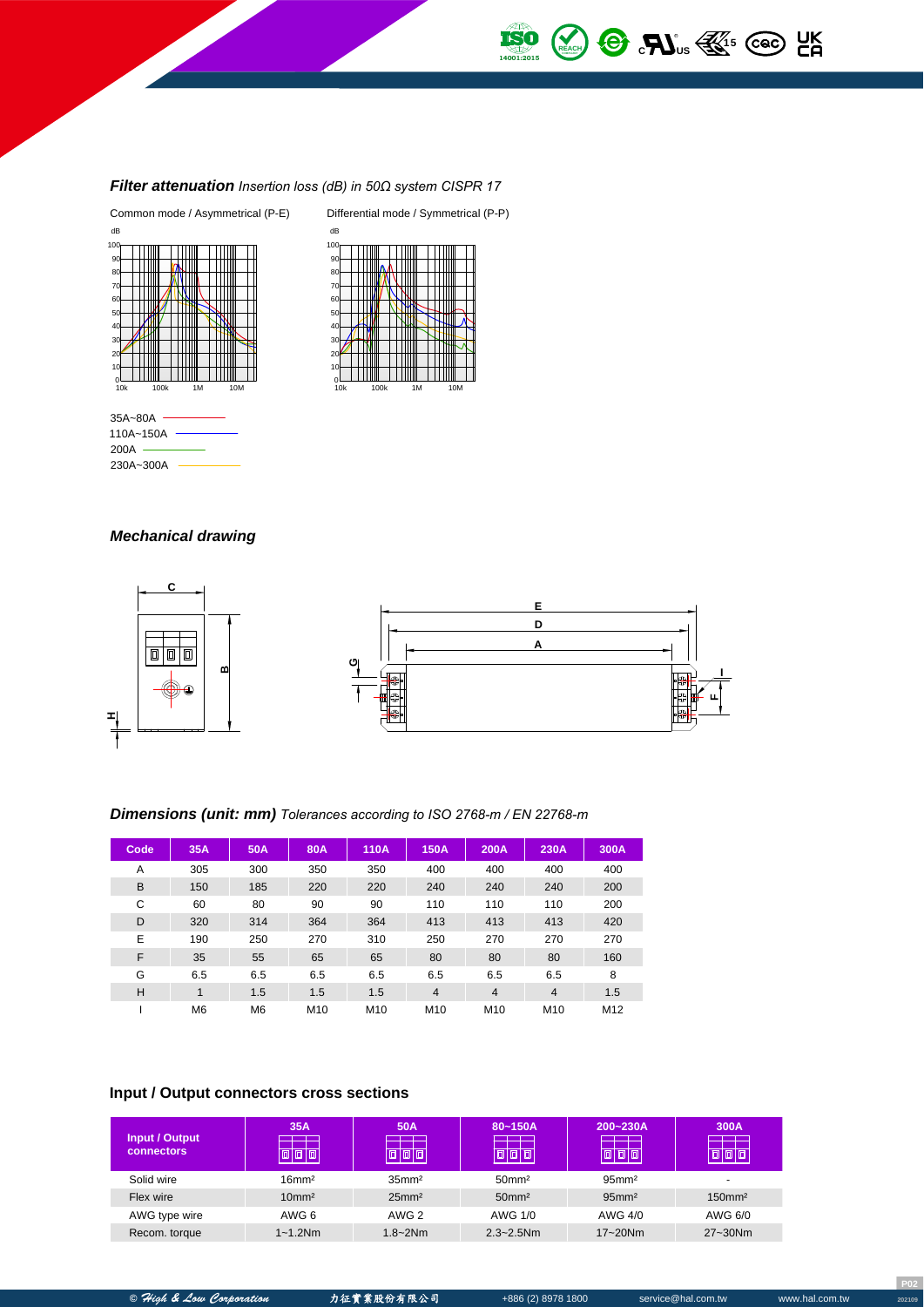### *Filter attenuation* *Insertion loss (dB) in 50Ω system CISPR 17*

Common mode / Asymmetrical (P-E)

dB
100
90
80
70
60
50
40
30
20
10
0
10k 100k 1M 10M

Differential mode / Symmetrical (P-P)

dB
100
90
80
70
60
50
40
30
20
10
0
10k 100k 1M 10M

35A~80A
110A~150A
200A
230A~300A

### *Mechanical drawing*

C
B
H
E
D
A
G
I
F

### *Dimensions (unit: mm)* *Tolerances according to ISO 2768-m / EN 22768-m*

| Code | 35A | 50A | 80A | 110A | 150A | 200A | 230A | 300A |
|---|---|---|---|---|---|---|---|---|
| A | 305 | 300 | 350 | 350 | 400 | 400 | 400 | 400 |
| B | 150 | 185 | 220 | 220 | 240 | 240 | 240 | 200 |
| C | 60 | 80 | 90 | 90 | 110 | 110 | 110 | 200 |
| D | 320 | 314 | 364 | 364 | 413 | 413 | 413 | 420 |
| E | 190 | 250 | 270 | 310 | 250 | 270 | 270 | 270 |
| F | 35 | 55 | 65 | 65 | 80 | 80 | 80 | 160 |
| G | 6.5 | 6.5 | 6.5 | 6.5 | 6.5 | 6.5 | 6.5 | 8 |
| H | 1 | 1.5 | 1.5 | 1.5 | 4 | 4 | 4 | 1.5 |
| I | M6 | M6 | M10 | M10 | M10 | M10 | M10 | M12 |

### Input / Output connectors cross sections

| Input / Output connectors | 35A | 50A | 80~150A | 200~230A | 300A |
|---|---|---|---|---|---|
| Solid wire | 16mm² | 35mm² | 50mm² | 95mm² | - |
| Flex wire | 10mm² | 25mm² | 50mm² | 95mm² | 150mm² |
| AWG type wire | AWG 6 | AWG 2 | AWG 1/0 | AWG 4/0 | AWG 6/0 |
| Recom. torque | 1~1.2Nm | 1.8~2Nm | 2.3~2.5Nm | 17~20Nm | 27~30Nm |